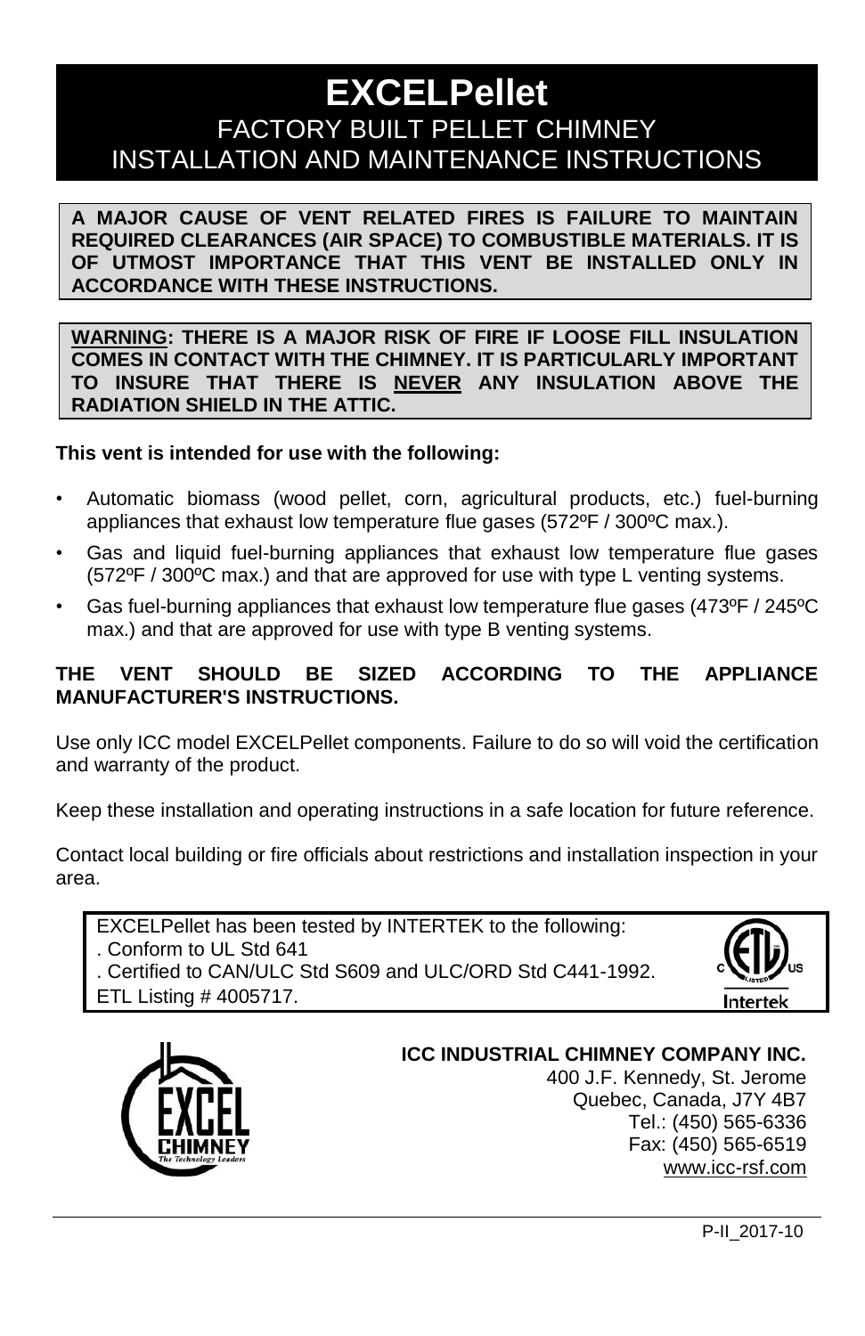# EXCELPellet

## FACTORY BUILT PELLET CHIMNEY
## INSTALLATION AND MAINTENANCE INSTRUCTIONS

**A MAJOR CAUSE OF VENT RELATED FIRES IS FAILURE TO MAINTAIN REQUIRED CLEARANCES (AIR SPACE) TO COMBUSTIBLE MATERIALS. IT IS OF UTMOST IMPORTANCE THAT THIS VENT BE INSTALLED ONLY IN ACCORDANCE WITH THESE INSTRUCTIONS.**

**WARNING: THERE IS A MAJOR RISK OF FIRE IF LOOSE FILL INSULATION COMES IN CONTACT WITH THE CHIMNEY. IT IS PARTICULARLY IMPORTANT TO INSURE THAT THERE IS NEVER ANY INSULATION ABOVE THE RADIATION SHIELD IN THE ATTIC.**

**This vent is intended for use with the following:**

- Automatic biomass (wood pellet, corn, agricultural products, etc.) fuel-burning appliances that exhaust low temperature flue gases (572ºF / 300ºC max.).
- Gas and liquid fuel-burning appliances that exhaust low temperature flue gases (572ºF / 300ºC max.) and that are approved for use with type L venting systems.
- Gas fuel-burning appliances that exhaust low temperature flue gases (473ºF / 245ºC max.) and that are approved for use with type B venting systems.

**THE VENT SHOULD BE SIZED ACCORDING TO THE APPLIANCE MANUFACTURER'S INSTRUCTIONS.**

Use only ICC model EXCELPellet components. Failure to do so will void the certification and warranty of the product.

Keep these installation and operating instructions in a safe location for future reference.

Contact local building or fire officials about restrictions and installation inspection in your area.

EXCELPellet has been tested by INTERTEK to the following:
. Conform to UL Std 641
. Certified to CAN/ULC Std S609 and ULC/ORD Std C441-1992.
ETL Listing # 4005717.

**ICC INDUSTRIAL CHIMNEY COMPANY INC.**
400 J.F. Kennedy, St. Jerome
Quebec, Canada, J7Y 4B7
Tel.: (450) 565-6336
Fax: (450) 565-6519
www.icc-rsf.com

P-II_2017-10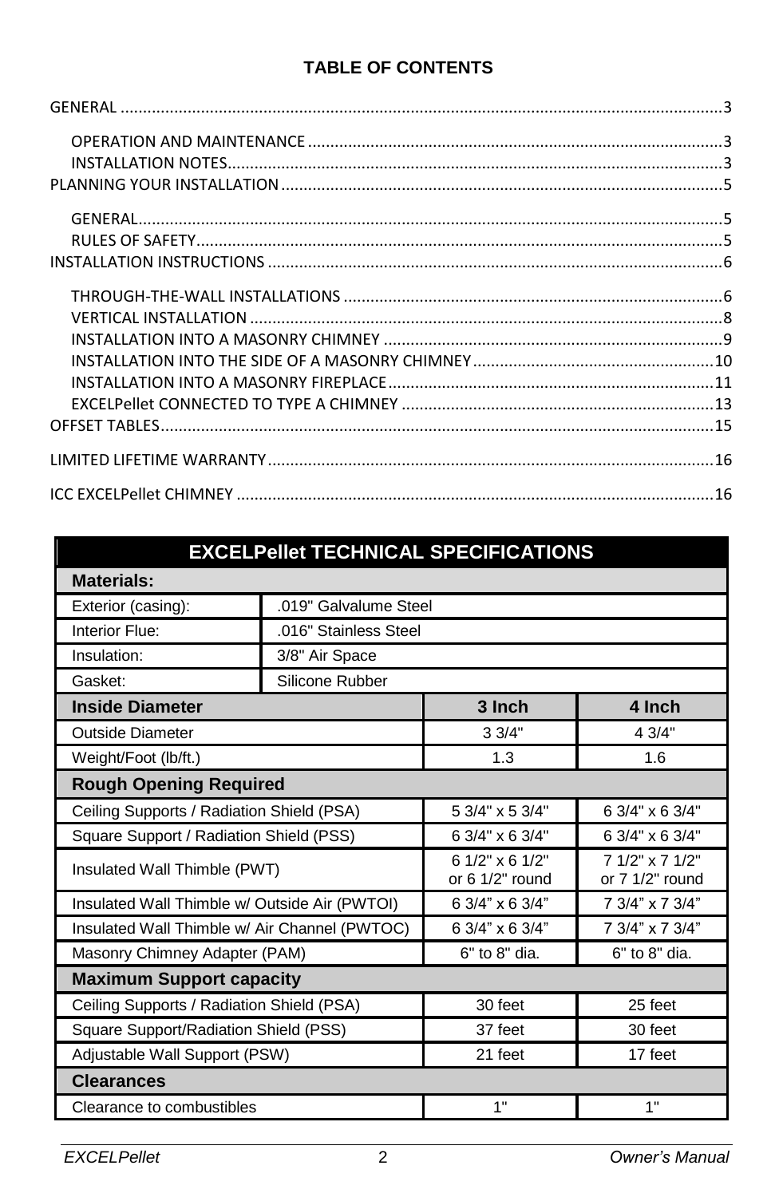**TABLE OF CONTENTS**

GENERAL ....................................................................................................................................3

- OPERATION AND MAINTENANCE ...........................................................................................3
- INSTALLATION NOTES.............................................................................................................3

PLANNING YOUR INSTALLATION .................................................................................................5

- GENERAL.................................................................................................................................5
- RULES OF SAFETY....................................................................................................................5

INSTALLATION INSTRUCTIONS ....................................................................................................6

- THROUGH-THE-WALL INSTALLATIONS ...................................................................................6
- VERTICAL INSTALLATION .........................................................................................................8
- INSTALLATION INTO A MASONRY CHIMNEY ...........................................................................9
- INSTALLATION INTO THE SIDE OF A MASONRY CHIMNEY......................................................10
- INSTALLATION INTO A MASONRY FIREPLACE.........................................................................11
- EXCELPellet CONNECTED TO TYPE A CHIMNEY .....................................................................13

OFFSET TABLES.........................................................................................................................15

LIMITED LIFETIME WARRANTY..................................................................................................16

ICC EXCELPellet CHIMNEY .........................................................................................................16

| EXCELPellet TECHNICAL SPECIFICATIONS | | |
|---|---|---|
| **Materials:** | | |
| Exterior (casing): | .019" Galvalume Steel | |
| Interior Flue: | .016" Stainless Steel | |
| Insulation: | 3/8" Air Space | |
| Gasket: | Silicone Rubber | |
| **Inside Diameter** | **3 Inch** | **4 Inch** |
| Outside Diameter | 3 3/4" | 4 3/4" |
| Weight/Foot (lb/ft.) | 1.3 | 1.6 |
| **Rough Opening Required** | | |
| Ceiling Supports / Radiation Shield (PSA) | 5 3/4" x 5 3/4" | 6 3/4" x 6 3/4" |
| Square Support / Radiation Shield (PSS) | 6 3/4" x 6 3/4" | 6 3/4" x 6 3/4" |
| Insulated Wall Thimble (PWT) | 6 1/2" x 6 1/2" or 6 1/2" round | 7 1/2" x 7 1/2" or 7 1/2" round |
| Insulated Wall Thimble w/ Outside Air (PWTOI) | 6 3/4" x 6 3/4" | 7 3/4" x 7 3/4" |
| Insulated Wall Thimble w/ Air Channel (PWTOC) | 6 3/4" x 6 3/4" | 7 3/4" x 7 3/4" |
| Masonry Chimney Adapter (PAM) | 6" to 8" dia. | 6" to 8" dia. |
| **Maximum Support capacity** | | |
| Ceiling Supports / Radiation Shield (PSA) | 30 feet | 25 feet |
| Square Support/Radiation Shield (PSS) | 37 feet | 30 feet |
| Adjustable Wall Support (PSW) | 21 feet | 17 feet |
| **Clearances** | | |
| Clearance to combustibles | 1" | 1" |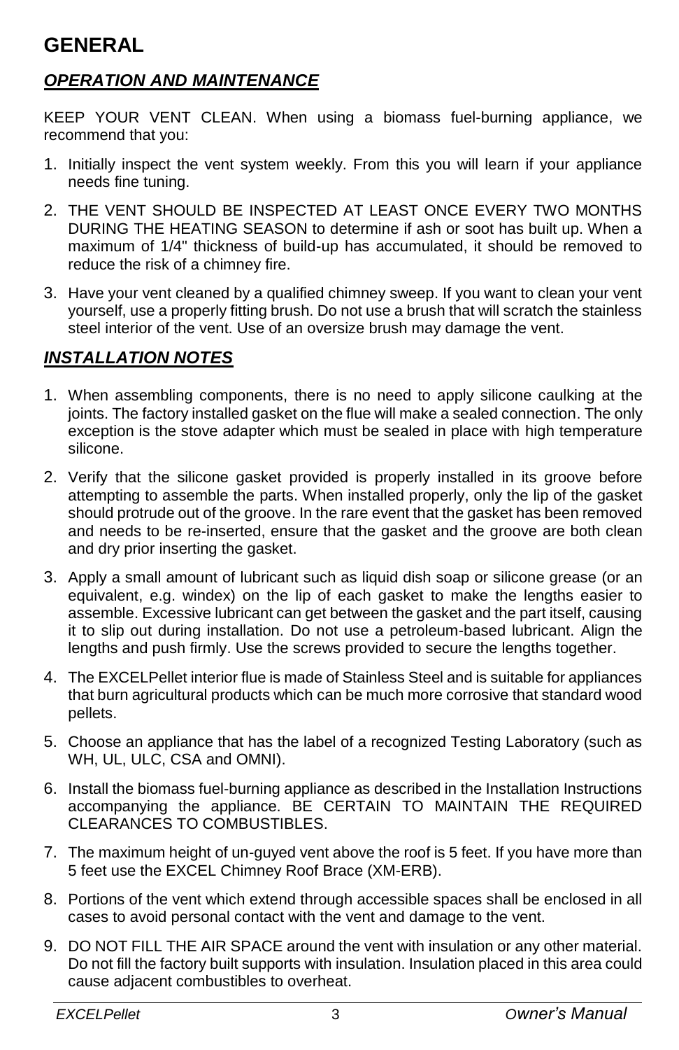# GENERAL

## ***OPERATION AND MAINTENANCE***

KEEP YOUR VENT CLEAN. When using a biomass fuel-burning appliance, we recommend that you:

1. Initially inspect the vent system weekly. From this you will learn if your appliance needs fine tuning.
2. THE VENT SHOULD BE INSPECTED AT LEAST ONCE EVERY TWO MONTHS DURING THE HEATING SEASON to determine if ash or soot has built up. When a maximum of 1/4" thickness of build-up has accumulated, it should be removed to reduce the risk of a chimney fire.
3. Have your vent cleaned by a qualified chimney sweep. If you want to clean your vent yourself, use a properly fitting brush. Do not use a brush that will scratch the stainless steel interior of the vent. Use of an oversize brush may damage the vent.

## ***INSTALLATION NOTES***

1. When assembling components, there is no need to apply silicone caulking at the joints. The factory installed gasket on the flue will make a sealed connection. The only exception is the stove adapter which must be sealed in place with high temperature silicone.
2. Verify that the silicone gasket provided is properly installed in its groove before attempting to assemble the parts. When installed properly, only the lip of the gasket should protrude out of the groove. In the rare event that the gasket has been removed and needs to be re-inserted, ensure that the gasket and the groove are both clean and dry prior inserting the gasket.
3. Apply a small amount of lubricant such as liquid dish soap or silicone grease (or an equivalent, e.g. windex) on the lip of each gasket to make the lengths easier to assemble. Excessive lubricant can get between the gasket and the part itself, causing it to slip out during installation. Do not use a petroleum-based lubricant. Align the lengths and push firmly. Use the screws provided to secure the lengths together.
4. The EXCELPellet interior flue is made of Stainless Steel and is suitable for appliances that burn agricultural products which can be much more corrosive that standard wood pellets.
5. Choose an appliance that has the label of a recognized Testing Laboratory (such as WH, UL, ULC, CSA and OMNI).
6. Install the biomass fuel-burning appliance as described in the Installation Instructions accompanying the appliance. BE CERTAIN TO MAINTAIN THE REQUIRED CLEARANCES TO COMBUSTIBLES.
7. The maximum height of un-guyed vent above the roof is 5 feet. If you have more than 5 feet use the EXCEL Chimney Roof Brace (XM-ERB).
8. Portions of the vent which extend through accessible spaces shall be enclosed in all cases to avoid personal contact with the vent and damage to the vent.
9. DO NOT FILL THE AIR SPACE around the vent with insulation or any other material. Do not fill the factory built supports with insulation. Insulation placed in this area could cause adjacent combustibles to overheat.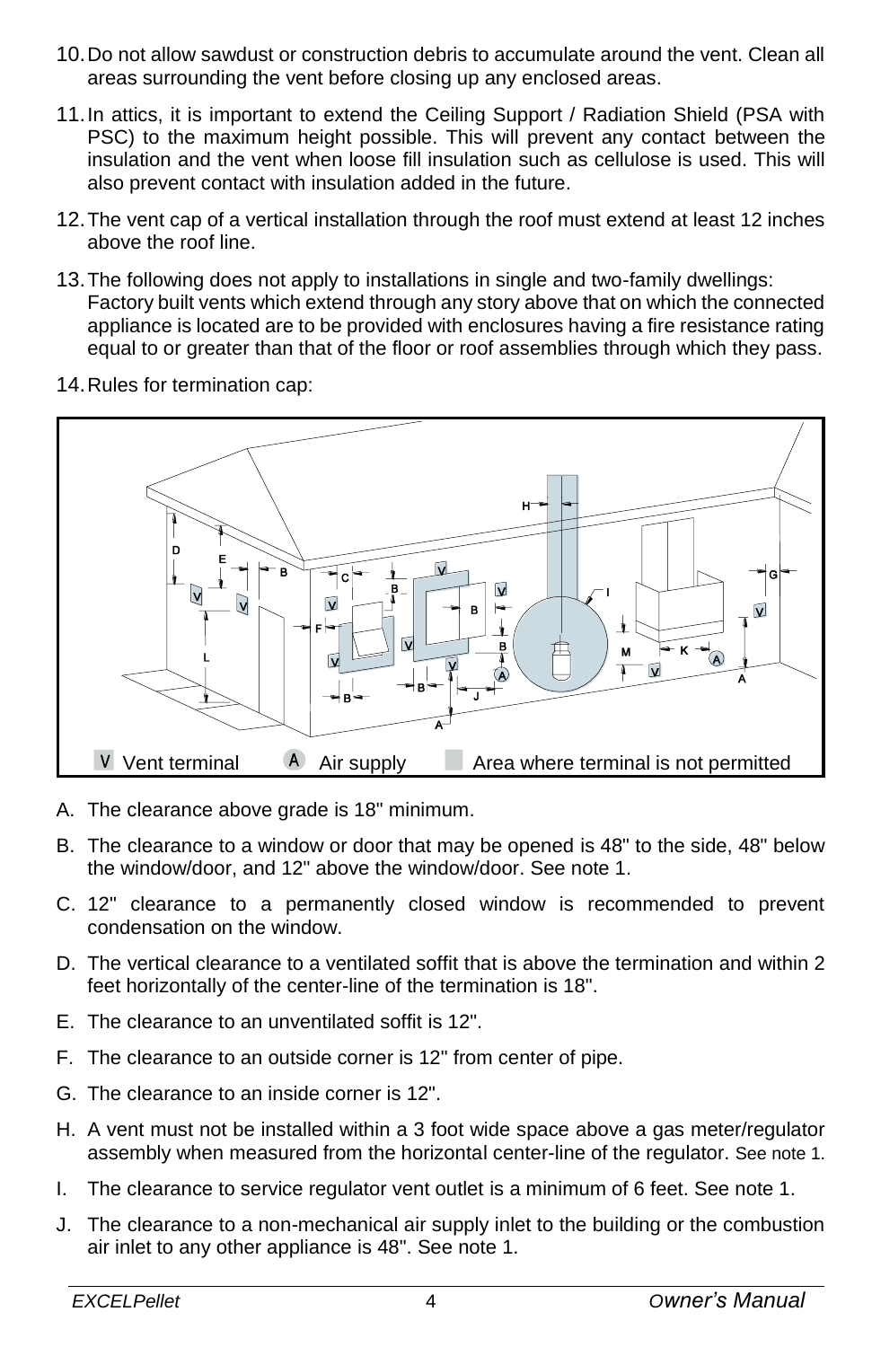10. Do not allow sawdust or construction debris to accumulate around the vent. Clean all areas surrounding the vent before closing up any enclosed areas.
11. In attics, it is important to extend the Ceiling Support / Radiation Shield (PSA with PSC) to the maximum height possible. This will prevent any contact between the insulation and the vent when loose fill insulation such as cellulose is used. This will also prevent contact with insulation added in the future.
12. The vent cap of a vertical installation through the roof must extend at least 12 inches above the roof line.
13. The following does not apply to installations in single and two-family dwellings: Factory built vents which extend through any story above that on which the connected appliance is located are to be provided with enclosures having a fire resistance rating equal to or greater than that of the floor or roof assemblies through which they pass.
14. Rules for termination cap:

V Vent terminal   A Air supply   Area where terminal is not permitted

A. The clearance above grade is 18" minimum.
B. The clearance to a window or door that may be opened is 48" to the side, 48" below the window/door, and 12" above the window/door. See note 1.
C. 12" clearance to a permanently closed window is recommended to prevent condensation on the window.
D. The vertical clearance to a ventilated soffit that is above the termination and within 2 feet horizontally of the center-line of the termination is 18".
E. The clearance to an unventilated soffit is 12".
F. The clearance to an outside corner is 12" from center of pipe.
G. The clearance to an inside corner is 12".
H. A vent must not be installed within a 3 foot wide space above a gas meter/regulator assembly when measured from the horizontal center-line of the regulator. See note 1.
I. The clearance to service regulator vent outlet is a minimum of 6 feet. See note 1.
J. The clearance to a non-mechanical air supply inlet to the building or the combustion air inlet to any other appliance is 48". See note 1.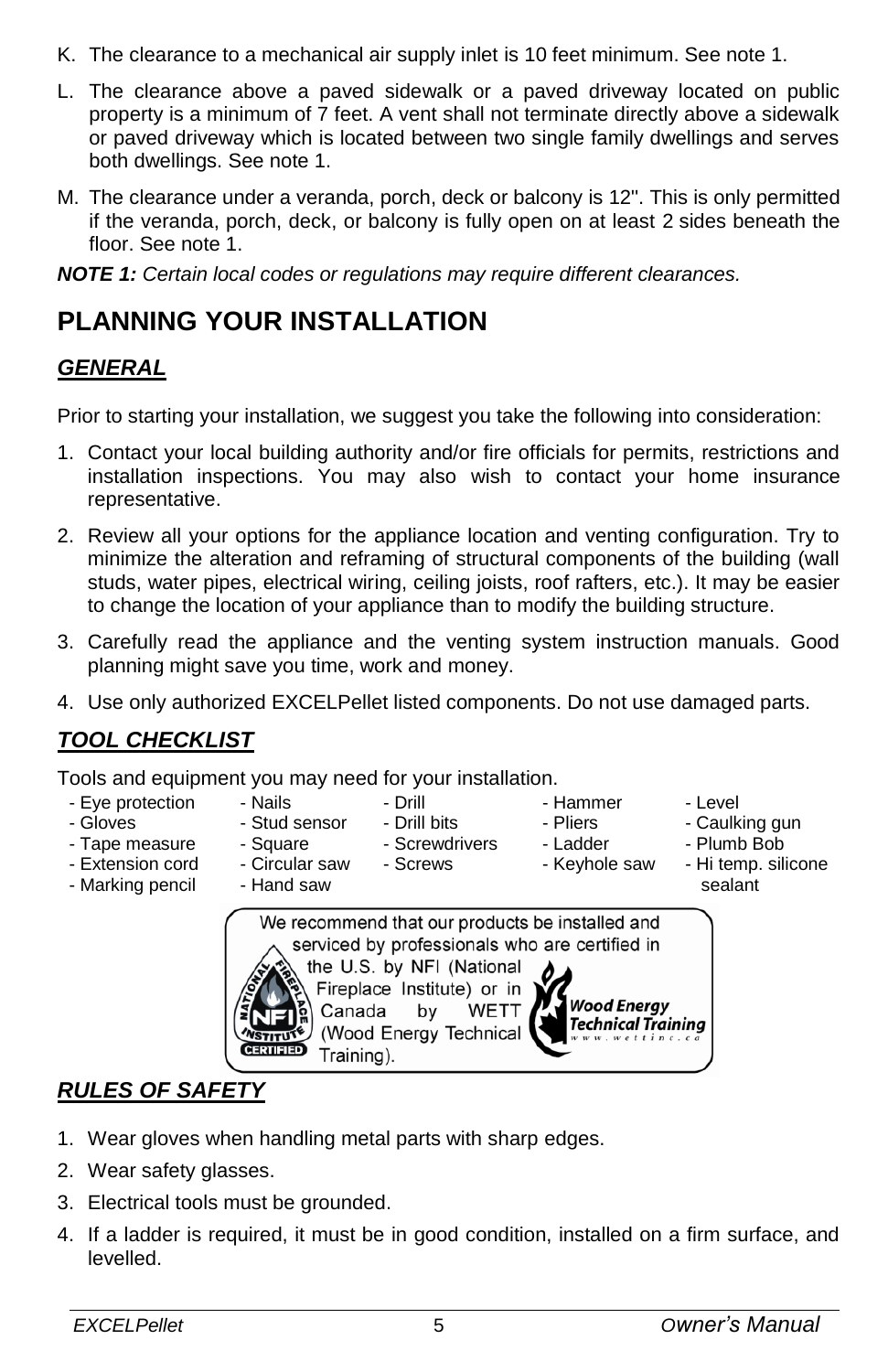K. The clearance to a mechanical air supply inlet is 10 feet minimum. See note 1.

L. The clearance above a paved sidewalk or a paved driveway located on public property is a minimum of 7 feet. A vent shall not terminate directly above a sidewalk or paved driveway which is located between two single family dwellings and serves both dwellings. See note 1.

M. The clearance under a veranda, porch, deck or balcony is 12". This is only permitted if the veranda, porch, deck, or balcony is fully open on at least 2 sides beneath the floor. See note 1.

***NOTE 1:*** *Certain local codes or regulations may require different clearances.*

# PLANNING YOUR INSTALLATION

## *GENERAL*

Prior to starting your installation, we suggest you take the following into consideration:

1. Contact your local building authority and/or fire officials for permits, restrictions and installation inspections. You may also wish to contact your home insurance representative.
2. Review all your options for the appliance location and venting configuration. Try to minimize the alteration and reframing of structural components of the building (wall studs, water pipes, electrical wiring, ceiling joists, roof rafters, etc.). It may be easier to change the location of your appliance than to modify the building structure.
3. Carefully read the appliance and the venting system instruction manuals. Good planning might save you time, work and money.
4. Use only authorized EXCELPellet listed components. Do not use damaged parts.

## *TOOL CHECKLIST*

Tools and equipment you may need for your installation.

| | | | | |
|---|---|---|---|---|
| - Eye protection | - Nails | - Drill | - Hammer | - Level |
| - Gloves | - Stud sensor | - Drill bits | - Pliers | - Caulking gun |
| - Tape measure | - Square | - Screwdrivers | - Ladder | - Plumb Bob |
| - Extension cord | - Circular saw | - Screws | - Keyhole saw | - Hi temp. silicone sealant |
| - Marking pencil | - Hand saw | | | |

We recommend that our products be installed and serviced by professionals who are certified in the U.S. by NFI (National Fireplace Institute) or in Canada by WETT (Wood Energy Technical Training).

## *RULES OF SAFETY*

1. Wear gloves when handling metal parts with sharp edges.
2. Wear safety glasses.
3. Electrical tools must be grounded.
4. If a ladder is required, it must be in good condition, installed on a firm surface, and levelled.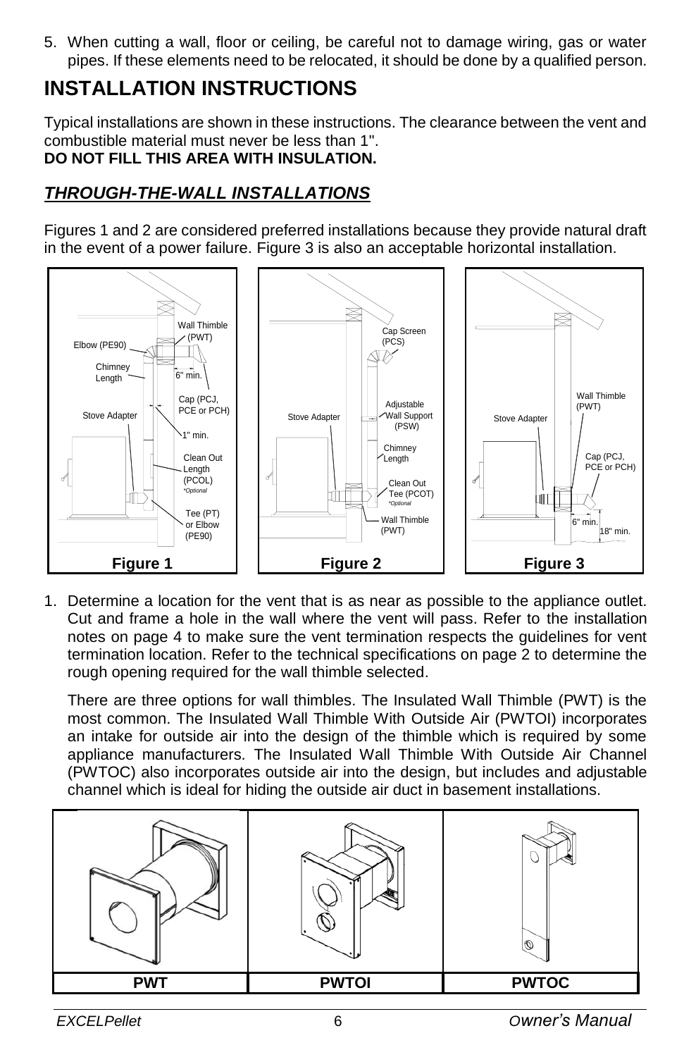5. When cutting a wall, floor or ceiling, be careful not to damage wiring, gas or water pipes. If these elements need to be relocated, it should be done by a qualified person.

# INSTALLATION INSTRUCTIONS

Typical installations are shown in these instructions. The clearance between the vent and combustible material must never be less than 1".
**DO NOT FILL THIS AREA WITH INSULATION.**

## ***THROUGH-THE-WALL INSTALLATIONS***

Figures 1 and 2 are considered preferred installations because they provide natural draft in the event of a power failure. Figure 3 is also an acceptable horizontal installation.

Wall Thimble (PWT)
Elbow (PE90)
Chimney Length
6" min.
Cap (PCJ, PCE or PCH)
Stove Adapter
1" min.
Clean Out Length (PCOL) *Optional
Tee (PT) or Elbow (PE90)

**Figure 1**

Cap Screen (PCS)
Stove Adapter
Adjustable Wall Support (PSW)
Chimney Length
Clean Out Tee (PCOT) *Optional
Wall Thimble (PWT)

**Figure 2**

Wall Thimble (PWT)
Stove Adapter
Cap (PCJ, PCE or PCH)
6" min.
18" min.

**Figure 3**

1. Determine a location for the vent that is as near as possible to the appliance outlet. Cut and frame a hole in the wall where the vent will pass. Refer to the installation notes on page 4 to make sure the vent termination respects the guidelines for vent termination location. Refer to the technical specifications on page 2 to determine the rough opening required for the wall thimble selected.

   There are three options for wall thimbles. The Insulated Wall Thimble (PWT) is the most common. The Insulated Wall Thimble With Outside Air (PWTOI) incorporates an intake for outside air into the design of the thimble which is required by some appliance manufacturers. The Insulated Wall Thimble With Outside Air Channel (PWTOC) also incorporates outside air into the design, but includes and adjustable channel which is ideal for hiding the outside air duct in basement installations.

| PWT | PWTOI | PWTOC |
|---|---|---|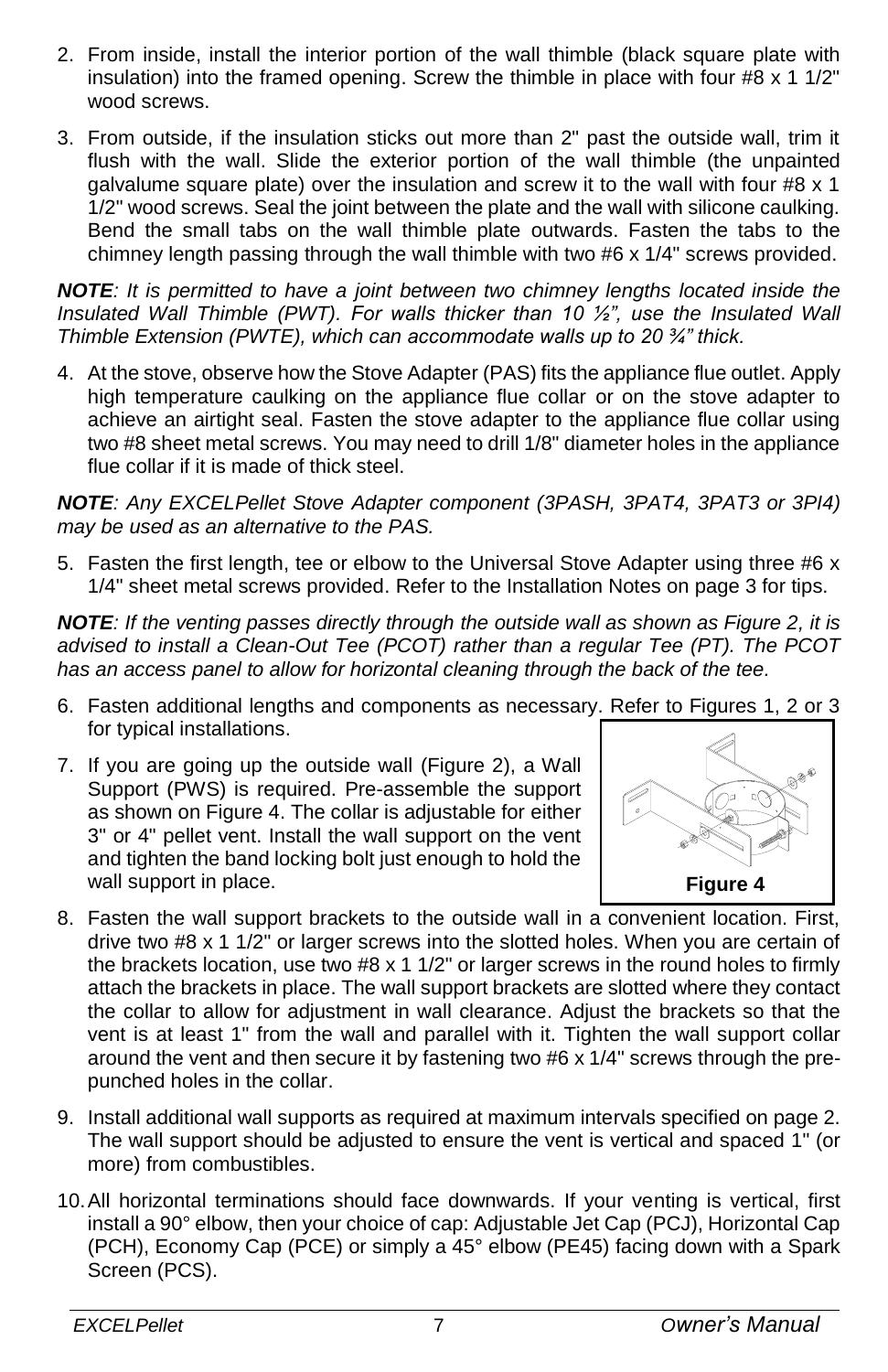2. From inside, install the interior portion of the wall thimble (black square plate with insulation) into the framed opening. Screw the thimble in place with four #8 x 1 1/2" wood screws.

3. From outside, if the insulation sticks out more than 2" past the outside wall, trim it flush with the wall. Slide the exterior portion of the wall thimble (the unpainted galvalume square plate) over the insulation and screw it to the wall with four #8 x 1 1/2" wood screws. Seal the joint between the plate and the wall with silicone caulking. Bend the small tabs on the wall thimble plate outwards. Fasten the tabs to the chimney length passing through the wall thimble with two #6 x 1/4" screws provided.

***NOTE**: It is permitted to have a joint between two chimney lengths located inside the Insulated Wall Thimble (PWT). For walls thicker than 10 ½", use the Insulated Wall Thimble Extension (PWTE), which can accommodate walls up to 20 ¾" thick.*

4. At the stove, observe how the Stove Adapter (PAS) fits the appliance flue outlet. Apply high temperature caulking on the appliance flue collar or on the stove adapter to achieve an airtight seal. Fasten the stove adapter to the appliance flue collar using two #8 sheet metal screws. You may need to drill 1/8" diameter holes in the appliance flue collar if it is made of thick steel.

***NOTE**: Any EXCELPellet Stove Adapter component (3PASH, 3PAT4, 3PAT3 or 3PI4) may be used as an alternative to the PAS.*

5. Fasten the first length, tee or elbow to the Universal Stove Adapter using three #6 x 1/4" sheet metal screws provided. Refer to the Installation Notes on page 3 for tips.

***NOTE**: If the venting passes directly through the outside wall as shown as Figure 2, it is advised to install a Clean-Out Tee (PCOT) rather than a regular Tee (PT). The PCOT has an access panel to allow for horizontal cleaning through the back of the tee.*

6. Fasten additional lengths and components as necessary. Refer to Figures 1, 2 or 3 for typical installations.

7. If you are going up the outside wall (Figure 2), a Wall Support (PWS) is required. Pre-assemble the support as shown on Figure 4. The collar is adjustable for either 3" or 4" pellet vent. Install the wall support on the vent and tighten the band locking bolt just enough to hold the wall support in place.

**Figure 4**

8. Fasten the wall support brackets to the outside wall in a convenient location. First, drive two #8 x 1 1/2" or larger screws into the slotted holes. When you are certain of the brackets location, use two #8 x 1 1/2" or larger screws in the round holes to firmly attach the brackets in place. The wall support brackets are slotted where they contact the collar to allow for adjustment in wall clearance. Adjust the brackets so that the vent is at least 1" from the wall and parallel with it. Tighten the wall support collar around the vent and then secure it by fastening two #6 x 1/4" screws through the pre-punched holes in the collar.

9. Install additional wall supports as required at maximum intervals specified on page 2. The wall support should be adjusted to ensure the vent is vertical and spaced 1" (or more) from combustibles.

10. All horizontal terminations should face downwards. If your venting is vertical, first install a 90° elbow, then your choice of cap: Adjustable Jet Cap (PCJ), Horizontal Cap (PCH), Economy Cap (PCE) or simply a 45° elbow (PE45) facing down with a Spark Screen (PCS).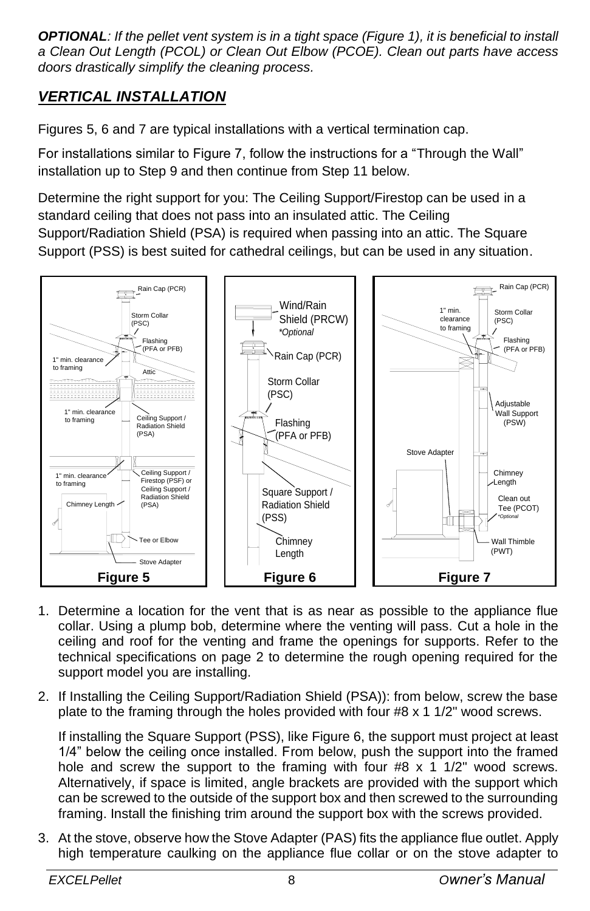***OPTIONAL****: If the pellet vent system is in a tight space (Figure 1), it is beneficial to install a Clean Out Length (PCOL) or Clean Out Elbow (PCOE). Clean out parts have access doors drastically simplify the cleaning process.*

## *VERTICAL INSTALLATION*

Figures 5, 6 and 7 are typical installations with a vertical termination cap.

For installations similar to Figure 7, follow the instructions for a "Through the Wall" installation up to Step 9 and then continue from Step 11 below.

Determine the right support for you: The Ceiling Support/Firestop can be used in a standard ceiling that does not pass into an insulated attic. The Ceiling Support/Radiation Shield (PSA) is required when passing into an attic. The Square Support (PSS) is best suited for cathedral ceilings, but can be used in any situation.

**Figure 5** **Figure 6** **Figure 7**

1. Determine a location for the vent that is as near as possible to the appliance flue collar. Using a plump bob, determine where the venting will pass. Cut a hole in the ceiling and roof for the venting and frame the openings for supports. Refer to the technical specifications on page 2 to determine the rough opening required for the support model you are installing.
2. If Installing the Ceiling Support/Radiation Shield (PSA)): from below, screw the base plate to the framing through the holes provided with four #8 x 1 1/2" wood screws.

   If installing the Square Support (PSS), like Figure 6, the support must project at least 1/4" below the ceiling once installed. From below, push the support into the framed hole and screw the support to the framing with four #8 x 1 1/2" wood screws. Alternatively, if space is limited, angle brackets are provided with the support which can be screwed to the outside of the support box and then screwed to the surrounding framing. Install the finishing trim around the support box with the screws provided.
3. At the stove, observe how the Stove Adapter (PAS) fits the appliance flue outlet. Apply high temperature caulking on the appliance flue collar or on the stove adapter to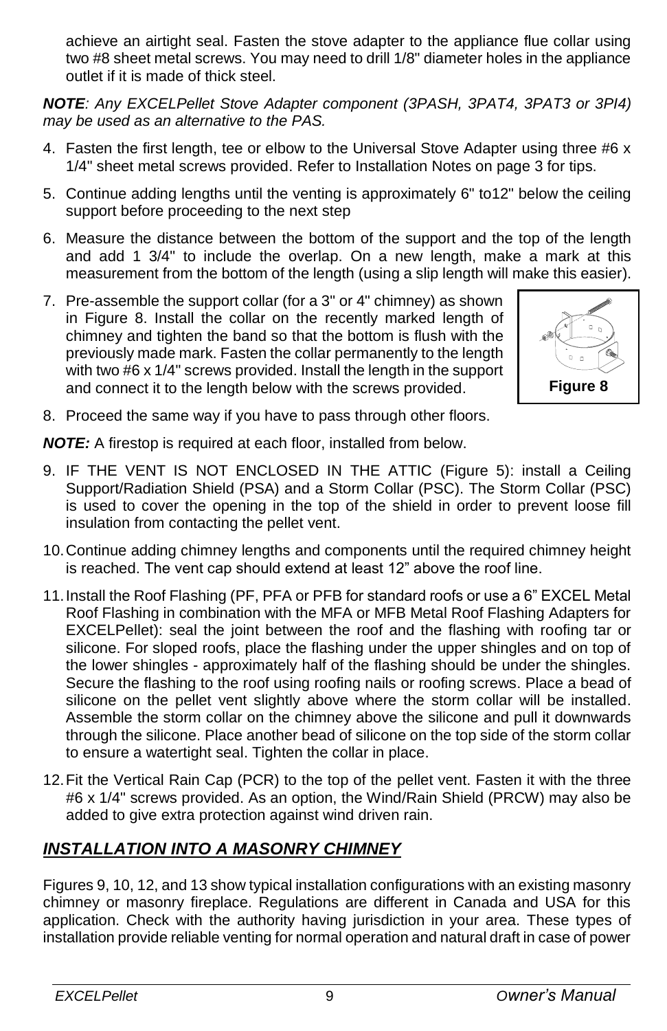achieve an airtight seal. Fasten the stove adapter to the appliance flue collar using two #8 sheet metal screws. You may need to drill 1/8" diameter holes in the appliance outlet if it is made of thick steel.

***NOTE****: Any EXCELPellet Stove Adapter component (3PASH, 3PAT4, 3PAT3 or 3PI4) may be used as an alternative to the PAS.*

4. Fasten the first length, tee or elbow to the Universal Stove Adapter using three #6 x 1/4" sheet metal screws provided. Refer to Installation Notes on page 3 for tips.
5. Continue adding lengths until the venting is approximately 6" to12" below the ceiling support before proceeding to the next step
6. Measure the distance between the bottom of the support and the top of the length and add 1 3/4" to include the overlap. On a new length, make a mark at this measurement from the bottom of the length (using a slip length will make this easier).
7. Pre-assemble the support collar (for a 3" or 4" chimney) as shown in Figure 8. Install the collar on the recently marked length of chimney and tighten the band so that the bottom is flush with the previously made mark. Fasten the collar permanently to the length with two #6 x 1/4" screws provided. Install the length in the support and connect it to the length below with the screws provided.

**Figure 8**

8. Proceed the same way if you have to pass through other floors.

***NOTE:*** A firestop is required at each floor, installed from below.

9. IF THE VENT IS NOT ENCLOSED IN THE ATTIC (Figure 5): install a Ceiling Support/Radiation Shield (PSA) and a Storm Collar (PSC). The Storm Collar (PSC) is used to cover the opening in the top of the shield in order to prevent loose fill insulation from contacting the pellet vent.
10. Continue adding chimney lengths and components until the required chimney height is reached. The vent cap should extend at least 12” above the roof line.
11. Install the Roof Flashing (PF, PFA or PFB for standard roofs or use a 6” EXCEL Metal Roof Flashing in combination with the MFA or MFB Metal Roof Flashing Adapters for EXCELPellet): seal the joint between the roof and the flashing with roofing tar or silicone. For sloped roofs, place the flashing under the upper shingles and on top of the lower shingles - approximately half of the flashing should be under the shingles. Secure the flashing to the roof using roofing nails or roofing screws. Place a bead of silicone on the pellet vent slightly above where the storm collar will be installed. Assemble the storm collar on the chimney above the silicone and pull it downwards through the silicone. Place another bead of silicone on the top side of the storm collar to ensure a watertight seal. Tighten the collar in place.
12. Fit the Vertical Rain Cap (PCR) to the top of the pellet vent. Fasten it with the three #6 x 1/4" screws provided. As an option, the Wind/Rain Shield (PRCW) may also be added to give extra protection against wind driven rain.

## ***INSTALLATION INTO A MASONRY CHIMNEY***

Figures 9, 10, 12, and 13 show typical installation configurations with an existing masonry chimney or masonry fireplace. Regulations are different in Canada and USA for this application. Check with the authority having jurisdiction in your area. These types of installation provide reliable venting for normal operation and natural draft in case of power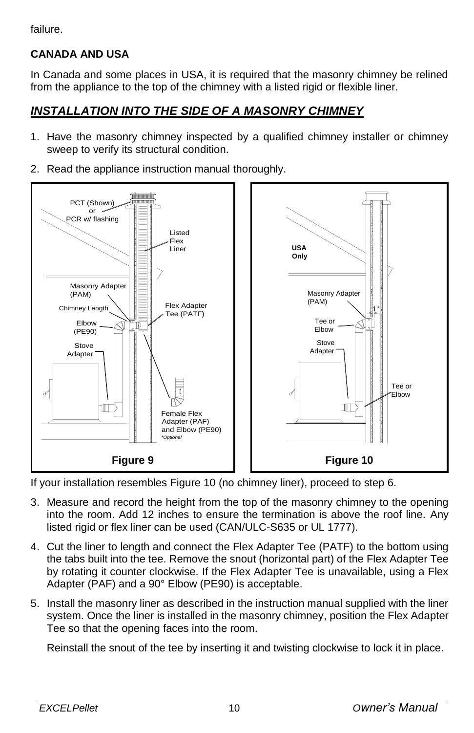failure.

**CANADA AND USA**

In Canada and some places in USA, it is required that the masonry chimney be relined from the appliance to the top of the chimney with a listed rigid or flexible liner.

## *INSTALLATION INTO THE SIDE OF A MASONRY CHIMNEY*

1. Have the masonry chimney inspected by a qualified chimney installer or chimney sweep to verify its structural condition.
2. Read the appliance instruction manual thoroughly.

**Figure 9**

**Figure 10**

If your installation resembles Figure 10 (no chimney liner), proceed to step 6.

3. Measure and record the height from the top of the masonry chimney to the opening into the room. Add 12 inches to ensure the termination is above the roof line. Any listed rigid or flex liner can be used (CAN/ULC-S635 or UL 1777).
4. Cut the liner to length and connect the Flex Adapter Tee (PATF) to the bottom using the tabs built into the tee. Remove the snout (horizontal part) of the Flex Adapter Tee by rotating it counter clockwise. If the Flex Adapter Tee is unavailable, using a Flex Adapter (PAF) and a 90° Elbow (PE90) is acceptable.
5. Install the masonry liner as described in the instruction manual supplied with the liner system. Once the liner is installed in the masonry chimney, position the Flex Adapter Tee so that the opening faces into the room.

   Reinstall the snout of the tee by inserting it and twisting clockwise to lock it in place.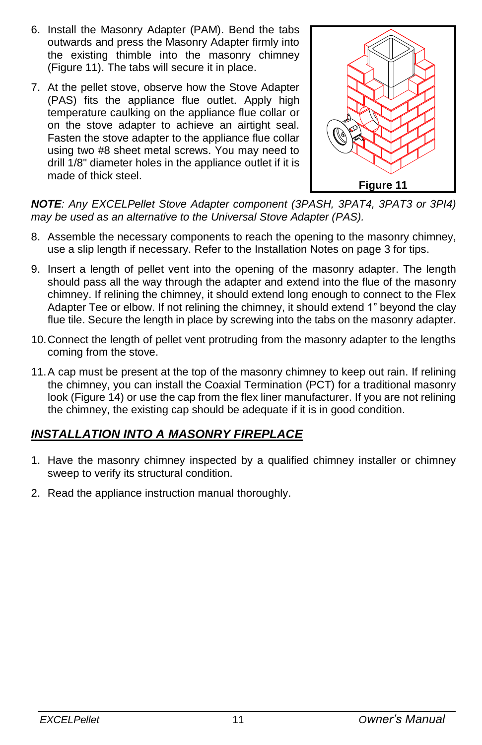6. Install the Masonry Adapter (PAM). Bend the tabs outwards and press the Masonry Adapter firmly into the existing thimble into the masonry chimney (Figure 11). The tabs will secure it in place.

7. At the pellet stove, observe how the Stove Adapter (PAS) fits the appliance flue outlet. Apply high temperature caulking on the appliance flue collar or on the stove adapter to achieve an airtight seal. Fasten the stove adapter to the appliance flue collar using two #8 sheet metal screws. You may need to drill 1/8" diameter holes in the appliance outlet if it is made of thick steel.

**Figure 11**

***NOTE**: Any EXCELPellet Stove Adapter component (3PASH, 3PAT4, 3PAT3 or 3PI4) may be used as an alternative to the Universal Stove Adapter (PAS).*

8. Assemble the necessary components to reach the opening to the masonry chimney, use a slip length if necessary. Refer to the Installation Notes on page 3 for tips.

9. Insert a length of pellet vent into the opening of the masonry adapter. The length should pass all the way through the adapter and extend into the flue of the masonry chimney. If relining the chimney, it should extend long enough to connect to the Flex Adapter Tee or elbow. If not relining the chimney, it should extend 1" beyond the clay flue tile. Secure the length in place by screwing into the tabs on the masonry adapter.

10. Connect the length of pellet vent protruding from the masonry adapter to the lengths coming from the stove.

11. A cap must be present at the top of the masonry chimney to keep out rain. If relining the chimney, you can install the Coaxial Termination (PCT) for a traditional masonry look (Figure 14) or use the cap from the flex liner manufacturer. If you are not relining the chimney, the existing cap should be adequate if it is in good condition.

## ***INSTALLATION INTO A MASONRY FIREPLACE***

1. Have the masonry chimney inspected by a qualified chimney installer or chimney sweep to verify its structural condition.

2. Read the appliance instruction manual thoroughly.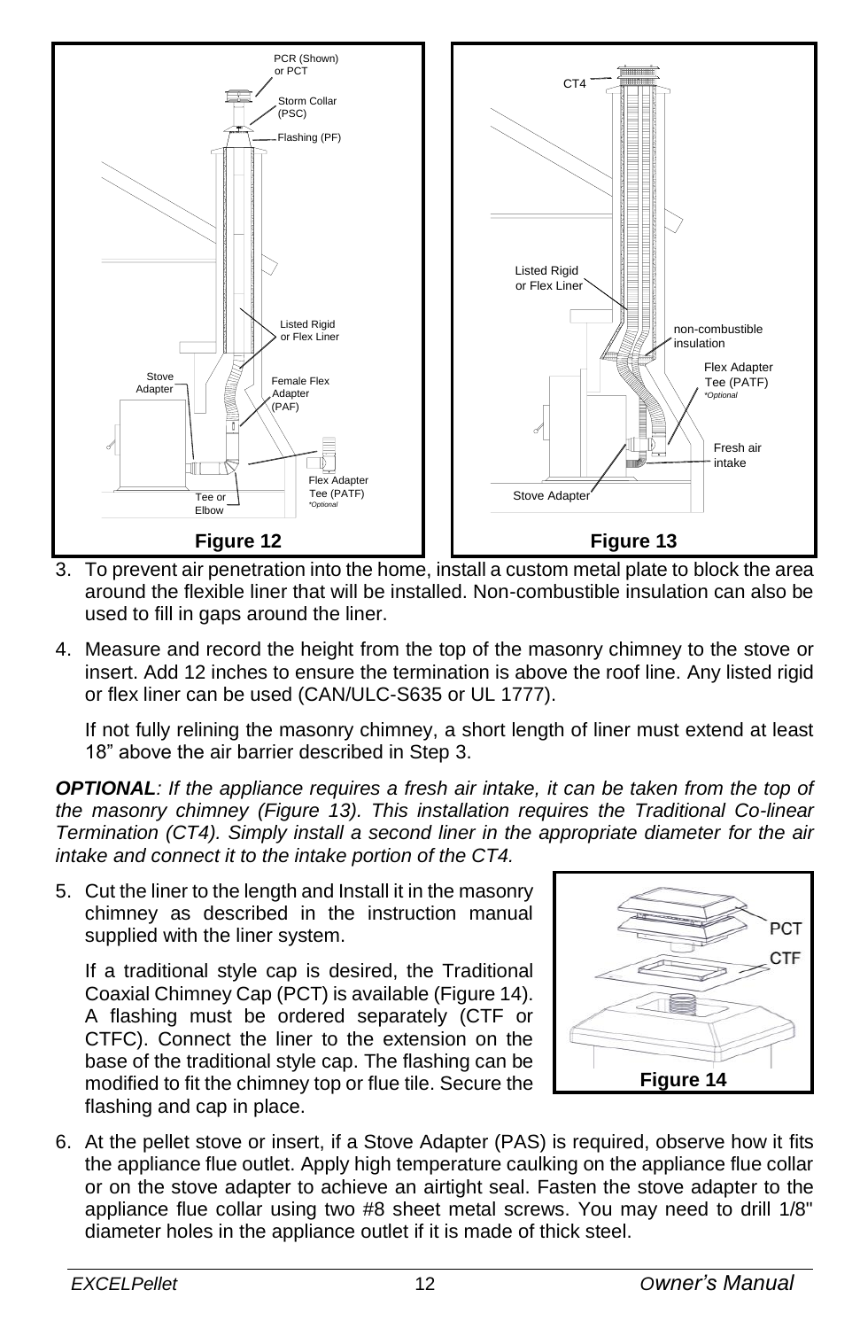Figure 12

Figure 13

3. To prevent air penetration into the home, install a custom metal plate to block the area around the flexible liner that will be installed. Non-combustible insulation can also be used to fill in gaps around the liner.

4. Measure and record the height from the top of the masonry chimney to the stove or insert. Add 12 inches to ensure the termination is above the roof line. Any listed rigid or flex liner can be used (CAN/ULC-S635 or UL 1777).

   If not fully relining the masonry chimney, a short length of liner must extend at least 18” above the air barrier described in Step 3.

***OPTIONAL****: If the appliance requires a fresh air intake, it can be taken from the top of the masonry chimney (Figure 13). This installation requires the Traditional Co-linear Termination (CT4). Simply install a second liner in the appropriate diameter for the air intake and connect it to the intake portion of the CT4.*

5. Cut the liner to the length and Install it in the masonry chimney as described in the instruction manual supplied with the liner system.

   If a traditional style cap is desired, the Traditional Coaxial Chimney Cap (PCT) is available (Figure 14). A flashing must be ordered separately (CTF or CTFC). Connect the liner to the extension on the base of the traditional style cap. The flashing can be modified to fit the chimney top or flue tile. Secure the flashing and cap in place.

Figure 14

6. At the pellet stove or insert, if a Stove Adapter (PAS) is required, observe how it fits the appliance flue outlet. Apply high temperature caulking on the appliance flue collar or on the stove adapter to achieve an airtight seal. Fasten the stove adapter to the appliance flue collar using two #8 sheet metal screws. You may need to drill 1/8" diameter holes in the appliance outlet if it is made of thick steel.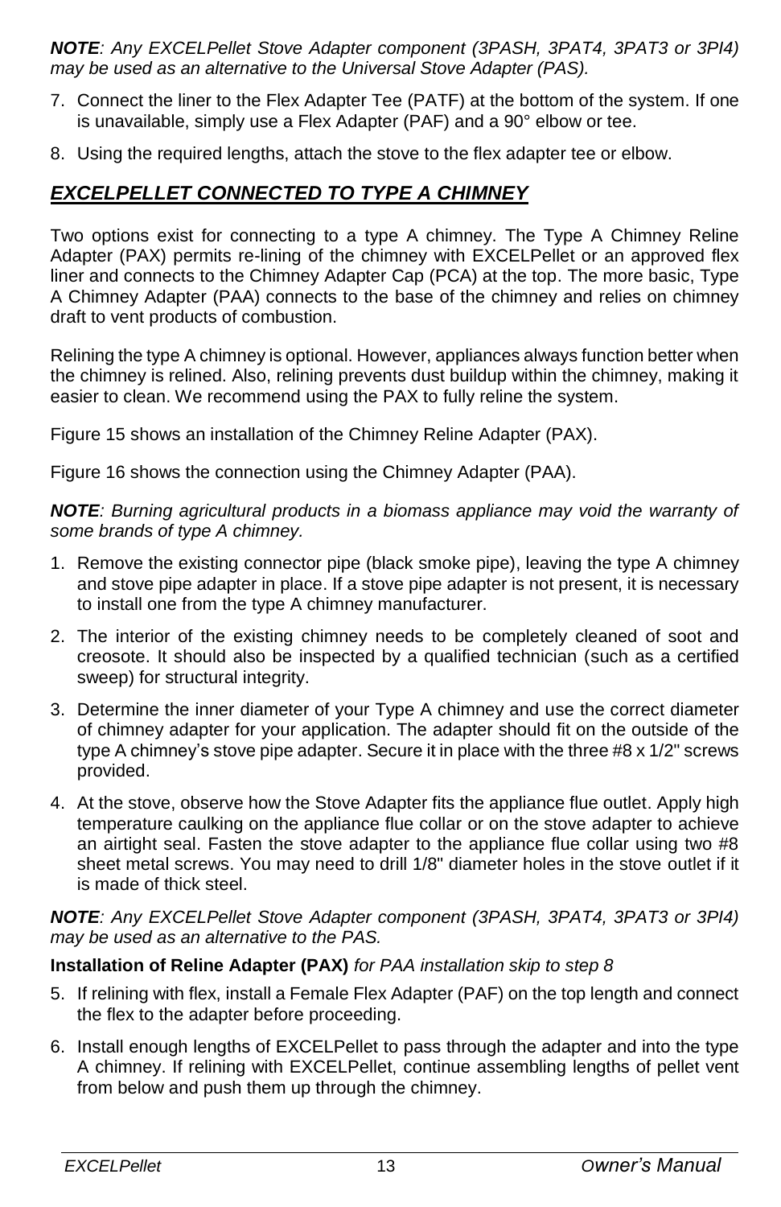***NOTE**: Any EXCELPellet Stove Adapter component (3PASH, 3PAT4, 3PAT3 or 3PI4) may be used as an alternative to the Universal Stove Adapter (PAS).*

7. Connect the liner to the Flex Adapter Tee (PATF) at the bottom of the system. If one is unavailable, simply use a Flex Adapter (PAF) and a 90° elbow or tee.
8. Using the required lengths, attach the stove to the flex adapter tee or elbow.

## ***EXCELPELLET CONNECTED TO TYPE A CHIMNEY***

Two options exist for connecting to a type A chimney. The Type A Chimney Reline Adapter (PAX) permits re-lining of the chimney with EXCELPellet or an approved flex liner and connects to the Chimney Adapter Cap (PCA) at the top. The more basic, Type A Chimney Adapter (PAA) connects to the base of the chimney and relies on chimney draft to vent products of combustion.

Relining the type A chimney is optional. However, appliances always function better when the chimney is relined. Also, relining prevents dust buildup within the chimney, making it easier to clean. We recommend using the PAX to fully reline the system.

Figure 15 shows an installation of the Chimney Reline Adapter (PAX).

Figure 16 shows the connection using the Chimney Adapter (PAA).

***NOTE**: Burning agricultural products in a biomass appliance may void the warranty of some brands of type A chimney.*

1. Remove the existing connector pipe (black smoke pipe), leaving the type A chimney and stove pipe adapter in place. If a stove pipe adapter is not present, it is necessary to install one from the type A chimney manufacturer.
2. The interior of the existing chimney needs to be completely cleaned of soot and creosote. It should also be inspected by a qualified technician (such as a certified sweep) for structural integrity.
3. Determine the inner diameter of your Type A chimney and use the correct diameter of chimney adapter for your application. The adapter should fit on the outside of the type A chimney's stove pipe adapter. Secure it in place with the three #8 x 1/2" screws provided.
4. At the stove, observe how the Stove Adapter fits the appliance flue outlet. Apply high temperature caulking on the appliance flue collar or on the stove adapter to achieve an airtight seal. Fasten the stove adapter to the appliance flue collar using two #8 sheet metal screws. You may need to drill 1/8" diameter holes in the stove outlet if it is made of thick steel.

***NOTE**: Any EXCELPellet Stove Adapter component (3PASH, 3PAT4, 3PAT3 or 3PI4) may be used as an alternative to the PAS.*

**Installation of Reline Adapter (PAX)** *for PAA installation skip to step 8*

5. If relining with flex, install a Female Flex Adapter (PAF) on the top length and connect the flex to the adapter before proceeding.
6. Install enough lengths of EXCELPellet to pass through the adapter and into the type A chimney. If relining with EXCELPellet, continue assembling lengths of pellet vent from below and push them up through the chimney.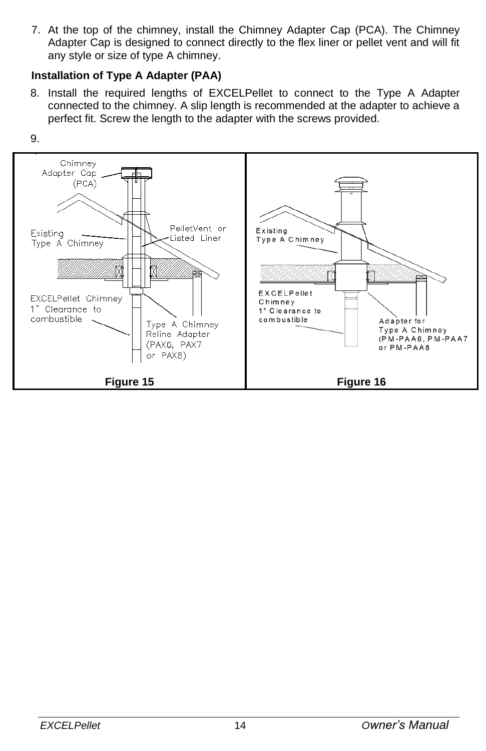7. At the top of the chimney, install the Chimney Adapter Cap (PCA). The Chimney Adapter Cap is designed to connect directly to the flex liner or pellet vent and will fit any style or size of type A chimney.

**Installation of Type A Adapter (PAA)**

8. Install the required lengths of EXCELPellet to connect to the Type A Adapter connected to the chimney. A slip length is recommended at the adapter to achieve a perfect fit. Screw the length to the adapter with the screws provided.

9.

**Figure 15**

**Figure 16**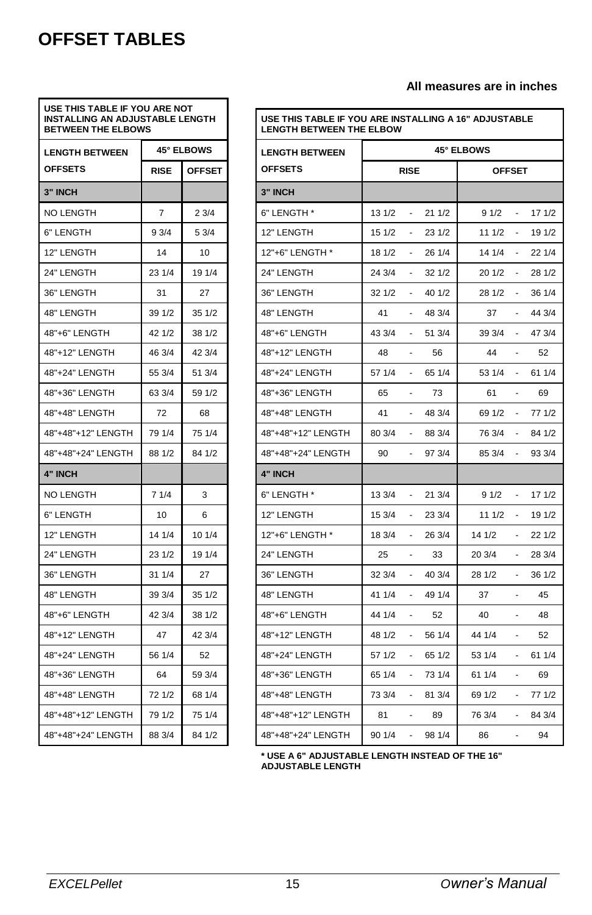# OFFSET TABLES

**All measures are in inches**

| USE THIS TABLE IF YOU ARE NOT INSTALLING AN ADJUSTABLE LENGTH BETWEEN THE ELBOWS | | |
|---|---|---|
| **LENGTH BETWEEN OFFSETS** | **45° ELBOWS** | |
| | **RISE** | **OFFSET** |
| **3" INCH** | | |
| NO LENGTH | 7 | 2 3/4 |
| 6" LENGTH | 9 3/4 | 5 3/4 |
| 12" LENGTH | 14 | 10 |
| 24" LENGTH | 23 1/4 | 19 1/4 |
| 36" LENGTH | 31 | 27 |
| 48" LENGTH | 39 1/2 | 35 1/2 |
| 48"+6" LENGTH | 42 1/2 | 38 1/2 |
| 48"+12" LENGTH | 46 3/4 | 42 3/4 |
| 48"+24" LENGTH | 55 3/4 | 51 3/4 |
| 48"+36" LENGTH | 63 3/4 | 59 1/2 |
| 48"+48" LENGTH | 72 | 68 |
| 48"+48"+12" LENGTH | 79 1/4 | 75 1/4 |
| 48"+48"+24" LENGTH | 88 1/2 | 84 1/2 |
| **4" INCH** | | |
| NO LENGTH | 7 1/4 | 3 |
| 6" LENGTH | 10 | 6 |
| 12" LENGTH | 14 1/4 | 10 1/4 |
| 24" LENGTH | 23 1/2 | 19 1/4 |
| 36" LENGTH | 31 1/4 | 27 |
| 48" LENGTH | 39 3/4 | 35 1/2 |
| 48"+6" LENGTH | 42 3/4 | 38 1/2 |
| 48"+12" LENGTH | 47 | 42 3/4 |
| 48"+24" LENGTH | 56 1/4 | 52 |
| 48"+36" LENGTH | 64 | 59 3/4 |
| 48"+48" LENGTH | 72 1/2 | 68 1/4 |
| 48"+48"+12" LENGTH | 79 1/2 | 75 1/4 |
| 48"+48"+24" LENGTH | 88 3/4 | 84 1/2 |

| USE THIS TABLE IF YOU ARE INSTALLING A 16" ADJUSTABLE LENGTH BETWEEN THE ELBOW | | |
|---|---|---|
| **LENGTH BETWEEN OFFSETS** | **45° ELBOWS** | |
| | **RISE** | **OFFSET** |
| **3" INCH** | | |
| 6" LENGTH * | 13 1/2 - 21 1/2 | 9 1/2 - 17 1/2 |
| 12" LENGTH | 15 1/2 - 23 1/2 | 11 1/2 - 19 1/2 |
| 12"+6" LENGTH * | 18 1/2 - 26 1/4 | 14 1/4 - 22 1/4 |
| 24" LENGTH | 24 3/4 - 32 1/2 | 20 1/2 - 28 1/2 |
| 36" LENGTH | 32 1/2 - 40 1/2 | 28 1/2 - 36 1/4 |
| 48" LENGTH | 41 - 48 3/4 | 37 - 44 3/4 |
| 48"+6" LENGTH | 43 3/4 - 51 3/4 | 39 3/4 - 47 3/4 |
| 48"+12" LENGTH | 48 - 56 | 44 - 52 |
| 48"+24" LENGTH | 57 1/4 - 65 1/4 | 53 1/4 - 61 1/4 |
| 48"+36" LENGTH | 65 - 73 | 61 - 69 |
| 48"+48" LENGTH | 41 - 48 3/4 | 69 1/2 - 77 1/2 |
| 48"+48"+12" LENGTH | 80 3/4 - 88 3/4 | 76 3/4 - 84 1/2 |
| 48"+48"+24" LENGTH | 90 - 97 3/4 | 85 3/4 - 93 3/4 |
| **4" INCH** | | |
| 6" LENGTH * | 13 3/4 - 21 3/4 | 9 1/2 - 17 1/2 |
| 12" LENGTH | 15 3/4 - 23 3/4 | 11 1/2 - 19 1/2 |
| 12"+6" LENGTH * | 18 3/4 - 26 3/4 | 14 1/2 - 22 1/2 |
| 24" LENGTH | 25 - 33 | 20 3/4 - 28 3/4 |
| 36" LENGTH | 32 3/4 - 40 3/4 | 28 1/2 - 36 1/2 |
| 48" LENGTH | 41 1/4 - 49 1/4 | 37 - 45 |
| 48"+6" LENGTH | 44 1/4 - 52 | 40 - 48 |
| 48"+12" LENGTH | 48 1/2 - 56 1/4 | 44 1/4 - 52 |
| 48"+24" LENGTH | 57 1/2 - 65 1/2 | 53 1/4 - 61 1/4 |
| 48"+36" LENGTH | 65 1/4 - 73 1/4 | 61 1/4 - 69 |
| 48"+48" LENGTH | 73 3/4 - 81 3/4 | 69 1/2 - 77 1/2 |
| 48"+48"+12" LENGTH | 81 - 89 | 76 3/4 - 84 3/4 |
| 48"+48"+24" LENGTH | 90 1/4 - 98 1/4 | 86 - 94 |

**\* USE A 6" ADJUSTABLE LENGTH INSTEAD OF THE 16" ADJUSTABLE LENGTH**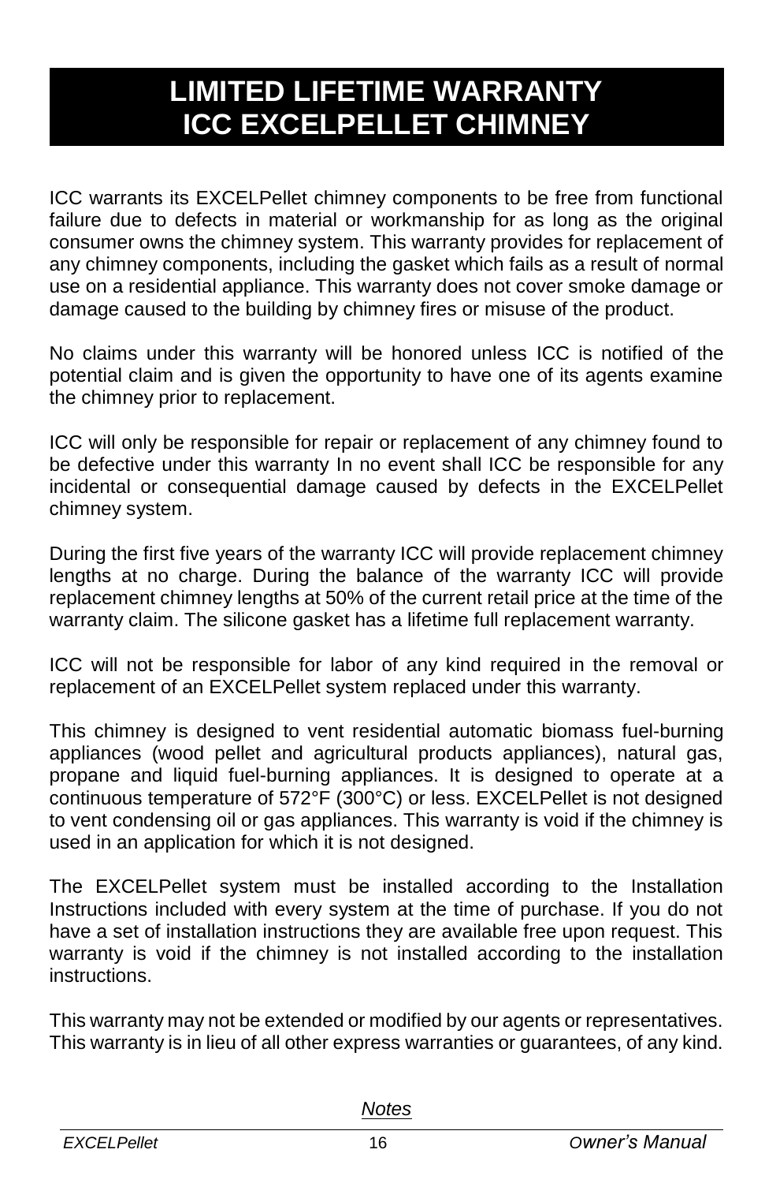# LIMITED LIFETIME WARRANTY
# ICC EXCELPELLET CHIMNEY

ICC warrants its EXCELPellet chimney components to be free from functional failure due to defects in material or workmanship for as long as the original consumer owns the chimney system. This warranty provides for replacement of any chimney components, including the gasket which fails as a result of normal use on a residential appliance. This warranty does not cover smoke damage or damage caused to the building by chimney fires or misuse of the product.

No claims under this warranty will be honored unless ICC is notified of the potential claim and is given the opportunity to have one of its agents examine the chimney prior to replacement.

ICC will only be responsible for repair or replacement of any chimney found to be defective under this warranty In no event shall ICC be responsible for any incidental or consequential damage caused by defects in the EXCELPellet chimney system.

During the first five years of the warranty ICC will provide replacement chimney lengths at no charge. During the balance of the warranty ICC will provide replacement chimney lengths at 50% of the current retail price at the time of the warranty claim. The silicone gasket has a lifetime full replacement warranty.

ICC will not be responsible for labor of any kind required in the removal or replacement of an EXCELPellet system replaced under this warranty.

This chimney is designed to vent residential automatic biomass fuel-burning appliances (wood pellet and agricultural products appliances), natural gas, propane and liquid fuel-burning appliances. It is designed to operate at a continuous temperature of 572°F (300°C) or less. EXCELPellet is not designed to vent condensing oil or gas appliances. This warranty is void if the chimney is used in an application for which it is not designed.

The EXCELPellet system must be installed according to the Installation Instructions included with every system at the time of purchase. If you do not have a set of installation instructions they are available free upon request. This warranty is void if the chimney is not installed according to the installation instructions.

This warranty may not be extended or modified by our agents or representatives. This warranty is in lieu of all other express warranties or guarantees, of any kind.

*Notes*